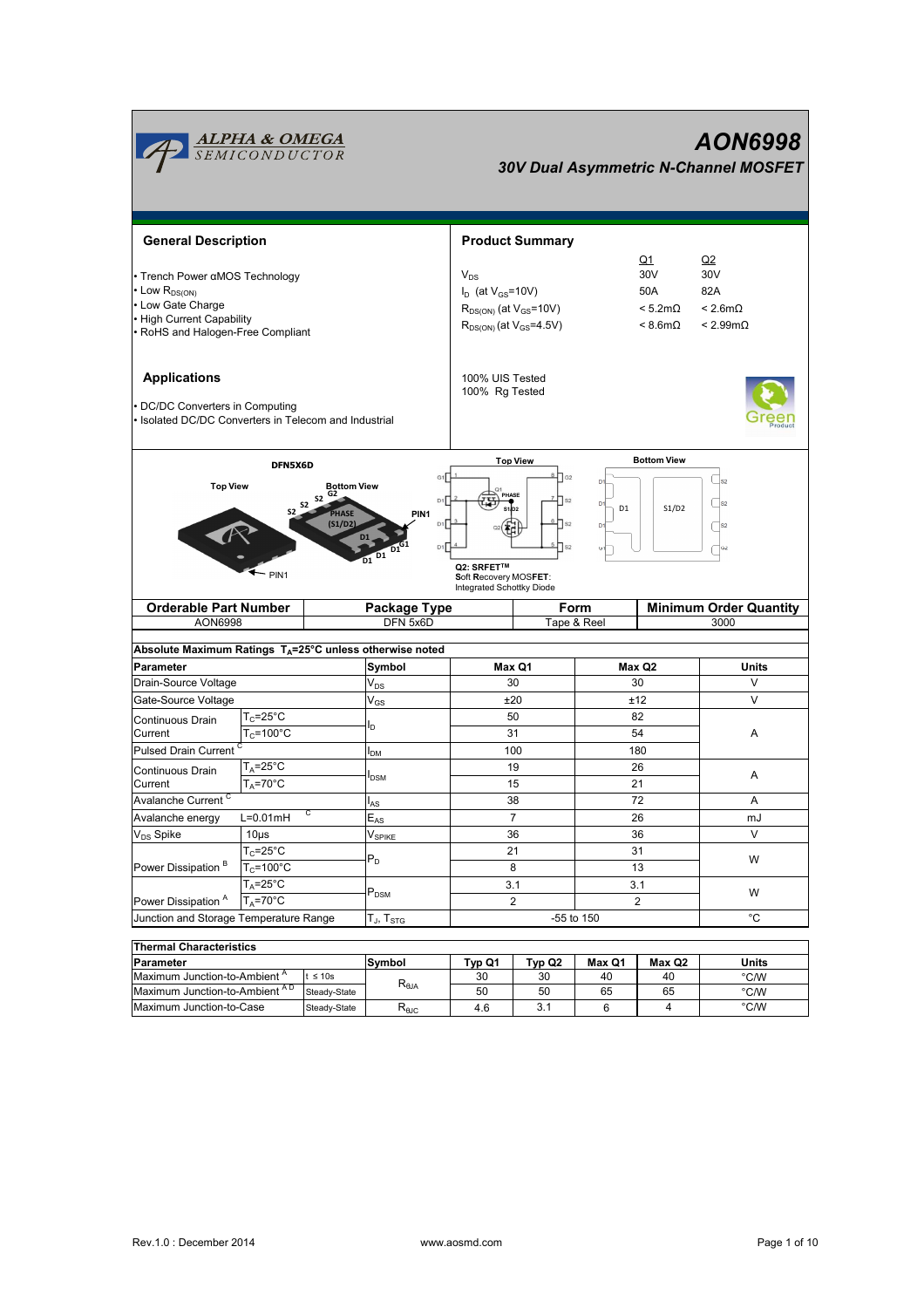# AON6998

### 30V Dual Asymmetric N-Channel MOSFET

## General Description

- Trench Power αMOS Technology
- Low $R_{DS(ON)}$
- Low Gate Charge
- High Current Capability
- RoHS and Halogen-Free Compliant

## Product Summary

| | Q1 | Q2 |
|---|---|---|
| $V_{DS}$ | 30V | 30V |
| $I_D$ (at $V_{GS}$=10V) | 50A | 82A |
| $R_{DS(ON)}$ (at $V_{GS}$=10V) | < 5.2mΩ | < 2.6mΩ |
| $R_{DS(ON)}$ (at $V_{GS}$=4.5V) | < 8.6mΩ | < 2.99mΩ |

100% UIS Tested
100% Rg Tested

## Applications

- DC/DC Converters in Computing
- Isolated DC/DC Converters in Telecom and Industrial

DFN5X6D

Top View · Bottom View · PIN1

Q2: SRFET™
Soft Recovery MOSFET:
Integrated Schottky Diode

| Orderable Part Number | Package Type | Form | Minimum Order Quantity |
|---|---|---|---|
| AON6998 | DFN 5x6D | Tape & Reel | 3000 |

**Absolute Maximum Ratings $T_A$=25°C unless otherwise noted**

| Parameter | | Symbol | Max Q1 | Max Q2 | Units |
|---|---|---|---|---|---|
| Drain-Source Voltage | | $V_{DS}$ | 30 | 30 | V |
| Gate-Source Voltage | | $V_{GS}$ | ±20 | ±12 | V |
| Continuous Drain Current | $T_C$=25°C | $I_D$ | 50 | 82 | A |
| | $T_C$=100°C | | 31 | 54 | |
| Pulsed Drain Current [C] | | $I_{DM}$ | 100 | 180 | |
| Continuous Drain Current | $T_A$=25°C | $I_{DSM}$ | 19 | 26 | A |
| | $T_A$=70°C | | 15 | 21 | |
| Avalanche Current [C] | | $I_{AS}$ | 38 | 72 | A |
| Avalanche energy | L=0.01mH [C] | $E_{AS}$ | 7 | 26 | mJ |
| $V_{DS}$ Spike | 10µs | $V_{SPIKE}$ | 36 | 36 | V |
| Power Dissipation [B] | $T_C$=25°C | $P_D$ | 21 | 31 | W |
| | $T_C$=100°C | | 8 | 13 | |
| Power Dissipation [A] | $T_A$=25°C | $P_{DSM}$ | 3.1 | 3.1 | W |
| | $T_A$=70°C | | 2 | 2 | |
| Junction and Storage Temperature Range | | $T_J$, $T_{STG}$ | -55 to 150 | | °C |

**Thermal Characteristics**

| Parameter | | Symbol | Typ Q1 | Typ Q2 | Max Q1 | Max Q2 | Units |
|---|---|---|---|---|---|---|---|
| Maximum Junction-to-Ambient [A] | t ≤ 10s | $R_{\theta JA}$ | 30 | 30 | 40 | 40 | °C/W |
| Maximum Junction-to-Ambient [A D] | Steady-State | | 50 | 50 | 65 | 65 | °C/W |
| Maximum Junction-to-Case | Steady-State | $R_{\theta JC}$ | 4.6 | 3.1 | 6 | 4 | °C/W |

Rev.1.0 : December 2014 www.aosmd.com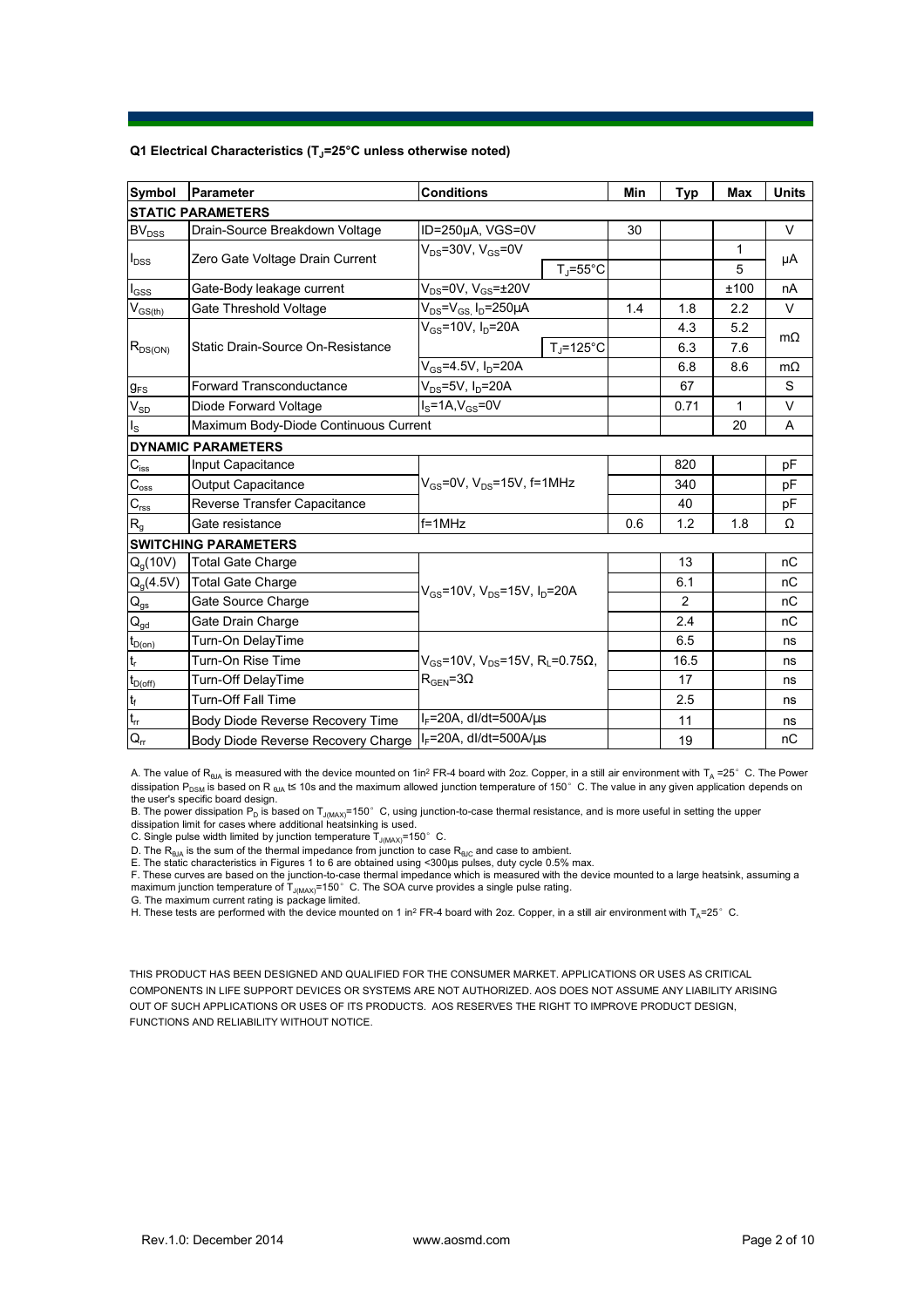### Q1 Electrical Characteristics ($T_J$=25°C unless otherwise noted)

| Symbol | Parameter | Conditions | | Min | Typ | Max | Units |
|---|---|---|---|---|---|---|---|
| **STATIC PARAMETERS** | | | | | | | |
| $BV_{DSS}$ | Drain-Source Breakdown Voltage | ID=250µA, VGS=0V | | 30 | | | V |
| $I_{DSS}$ | Zero Gate Voltage Drain Current | $V_{DS}$=30V, $V_{GS}$=0V | | | | 1 | µA |
| | | | $T_J$=55°C | | | 5 | |
| $I_{GSS}$ | Gate-Body leakage current | $V_{DS}$=0V, $V_{GS}$=±20V | | | | ±100 | nA |
| $V_{GS(th)}$ | Gate Threshold Voltage | $V_{DS}$=$V_{GS,}$ $I_D$=250µA | | 1.4 | 1.8 | 2.2 | V |
| $R_{DS(ON)}$ | Static Drain-Source On-Resistance | $V_{GS}$=10V, $I_D$=20A | | | 4.3 | 5.2 | mΩ |
| | | | $T_J$=125°C | | 6.3 | 7.6 | |
| | | $V_{GS}$=4.5V, $I_D$=20A | | | 6.8 | 8.6 | mΩ |
| $g_{FS}$ | Forward Transconductance | $V_{DS}$=5V, $I_D$=20A | | | 67 | | S |
| $V_{SD}$ | Diode Forward Voltage | $I_S$=1A,$V_{GS}$=0V | | | 0.71 | 1 | V |
| $I_S$ | Maximum Body-Diode Continuous Current | | | | | 20 | A |
| **DYNAMIC PARAMETERS** | | | | | | | |
| $C_{iss}$ | Input Capacitance | $V_{GS}$=0V, $V_{DS}$=15V, f=1MHz | | | 820 | | pF |
| $C_{oss}$ | Output Capacitance | | | | 340 | | pF |
| $C_{rss}$ | Reverse Transfer Capacitance | | | | 40 | | pF |
| $R_g$ | Gate resistance | f=1MHz | | 0.6 | 1.2 | 1.8 | Ω |
| **SWITCHING PARAMETERS** | | | | | | | |
| $Q_g$(10V) | Total Gate Charge | $V_{GS}$=10V, $V_{DS}$=15V, $I_D$=20A | | | 13 | | nC |
| $Q_g$(4.5V) | Total Gate Charge | | | | 6.1 | | nC |
| $Q_{gs}$ | Gate Source Charge | | | | 2 | | nC |
| $Q_{gd}$ | Gate Drain Charge | | | | 2.4 | | nC |
| $t_{D(on)}$ | Turn-On DelayTime | $V_{GS}$=10V, $V_{DS}$=15V, $R_L$=0.75Ω, $R_{GEN}$=3Ω | | | 6.5 | | ns |
| $t_r$ | Turn-On Rise Time | | | | 16.5 | | ns |
| $t_{D(off)}$ | Turn-Off DelayTime | | | | 17 | | ns |
| $t_f$ | Turn-Off Fall Time | | | | 2.5 | | ns |
| $t_{rr}$ | Body Diode Reverse Recovery Time | $I_F$=20A, dI/dt=500A/µs | | | 11 | | ns |
| $Q_{rr}$ | Body Diode Reverse Recovery Charge | $I_F$=20A, dI/dt=500A/µs | | | 19 | | nC |

A. The value of $R_{\theta JA}$ is measured with the device mounted on 1in² FR-4 board with 2oz. Copper, in a still air environment with $T_A$ =25° C. The Power dissipation $P_{DSM}$ is based on R $_{\theta JA}$ t≤ 10s and the maximum allowed junction temperature of 150° C. The value in any given application depends on the user's specific board design.

B. The power dissipation $P_D$ is based on $T_{J(MAX)}$=150° C, using junction-to-case thermal resistance, and is more useful in setting the upper dissipation limit for cases where additional heatsinking is used.

C. Single pulse width limited by junction temperature $T_{J(MAX)}$=150° C.

D. The $R_{\theta JA}$ is the sum of the thermal impedance from junction to case $R_{\theta JC}$ and case to ambient.

E. The static characteristics in Figures 1 to 6 are obtained using <300µs pulses, duty cycle 0.5% max.

F. These curves are based on the junction-to-case thermal impedance which is measured with the device mounted to a large heatsink, assuming a maximum junction temperature of $T_{J(MAX)}$=150° C. The SOA curve provides a single pulse rating.

G. The maximum current rating is package limited.

H. These tests are performed with the device mounted on 1 in² FR-4 board with 2oz. Copper, in a still air environment with $T_A$=25° C.

THIS PRODUCT HAS BEEN DESIGNED AND QUALIFIED FOR THE CONSUMER MARKET. APPLICATIONS OR USES AS CRITICAL COMPONENTS IN LIFE SUPPORT DEVICES OR SYSTEMS ARE NOT AUTHORIZED. AOS DOES NOT ASSUME ANY LIABILITY ARISING OUT OF SUCH APPLICATIONS OR USES OF ITS PRODUCTS. AOS RESERVES THE RIGHT TO IMPROVE PRODUCT DESIGN, FUNCTIONS AND RELIABILITY WITHOUT NOTICE.

Rev.1.0: December 2014 www.aosmd.com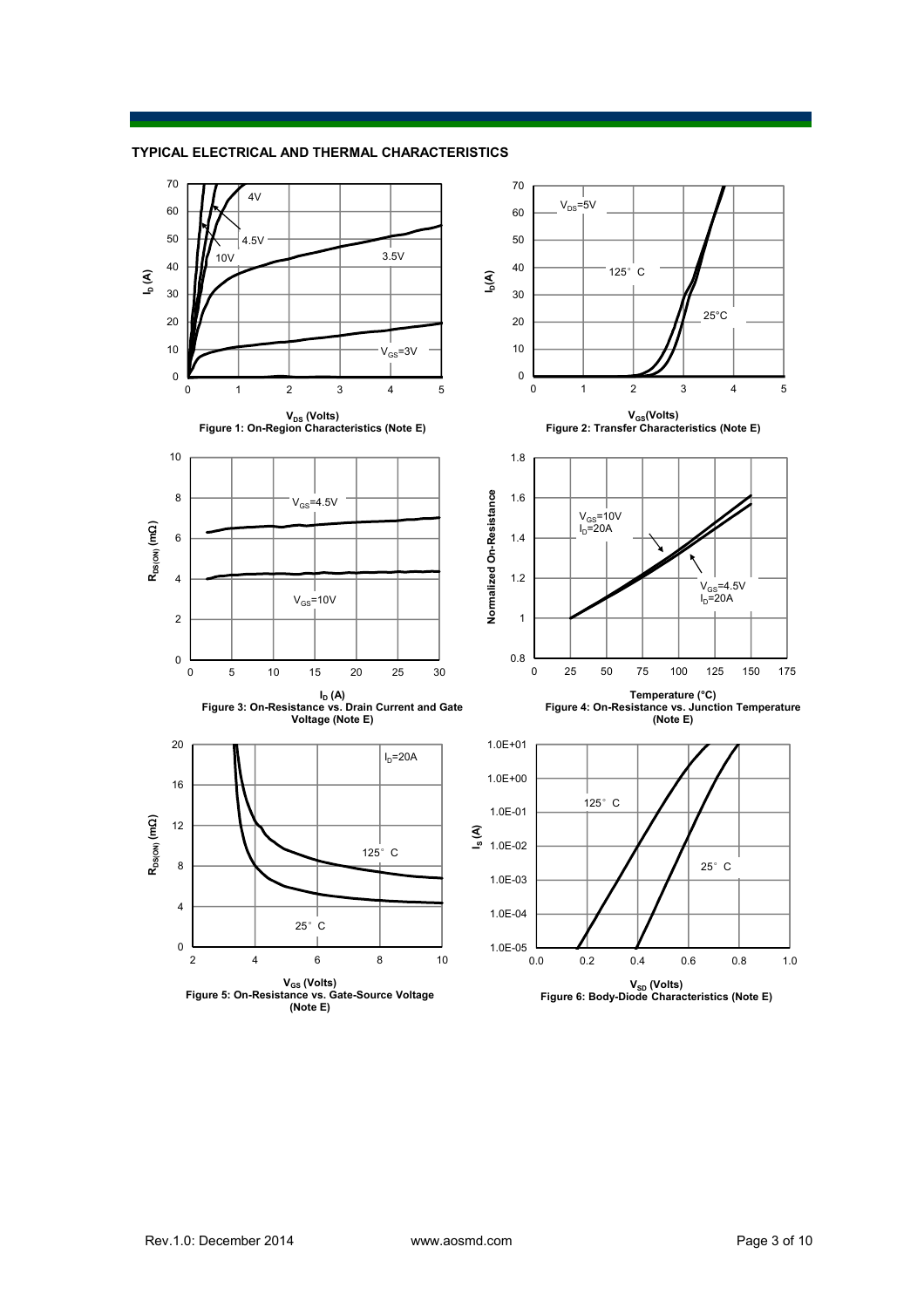## TYPICAL ELECTRICAL AND THERMAL CHARACTERISTICS

Figure 1: On-Region Characteristics (Note E)

Figure 2: Transfer Characteristics (Note E)

Figure 3: On-Resistance vs. Drain Current and Gate Voltage (Note E)

Figure 4: On-Resistance vs. Junction Temperature (Note E)

Figure 5: On-Resistance vs. Gate-Source Voltage (Note E)

Figure 6: Body-Diode Characteristics (Note E)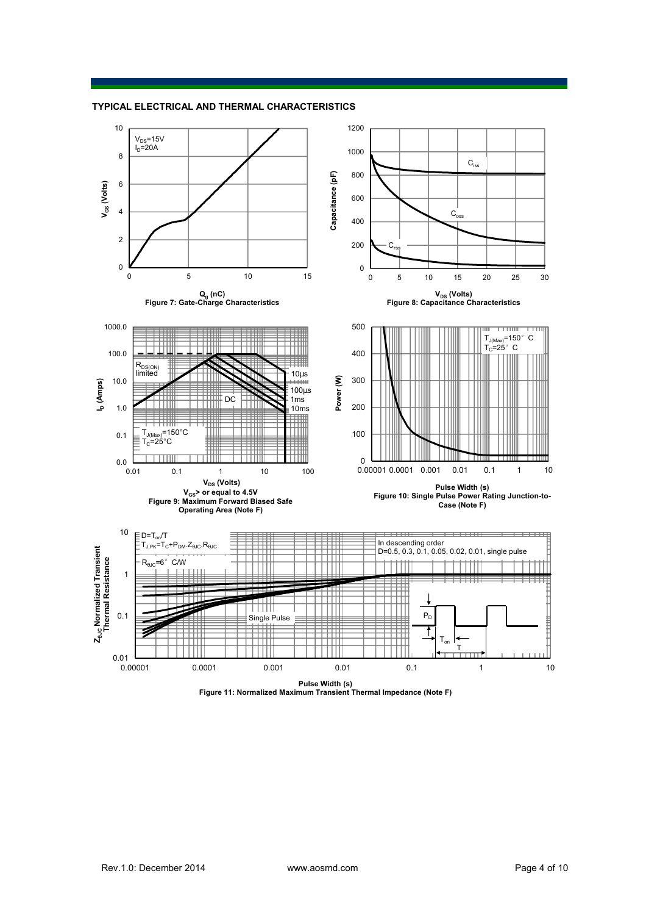## TYPICAL ELECTRICAL AND THERMAL CHARACTERISTICS

$V_{DS}$=15V
$I_D$=20A

$Q_g$ (nC)
**Figure 7: Gate-Charge Characteristics**

$V_{DS}$ (Volts)
**Figure 8: Capacitance Characteristics**

$V_{DS}$ (Volts)
$V_{GS}$> or equal to 4.5V
**Figure 9: Maximum Forward Biased Safe Operating Area (Note F)**

Pulse Width (s)
**Figure 10: Single Pulse Power Rating Junction-to-Case (Note F)**

$D=T_{on}/T$
$T_{J,PK}=T_C+P_{DM}.Z_{\theta JC}.R_{\theta JC}$
$R_{\theta JC}$=6° C/W

In descending order
D=0.5, 0.3, 0.1, 0.05, 0.02, 0.01, single pulse

Pulse Width (s)
**Figure 11: Normalized Maximum Transient Thermal Impedance (Note F)**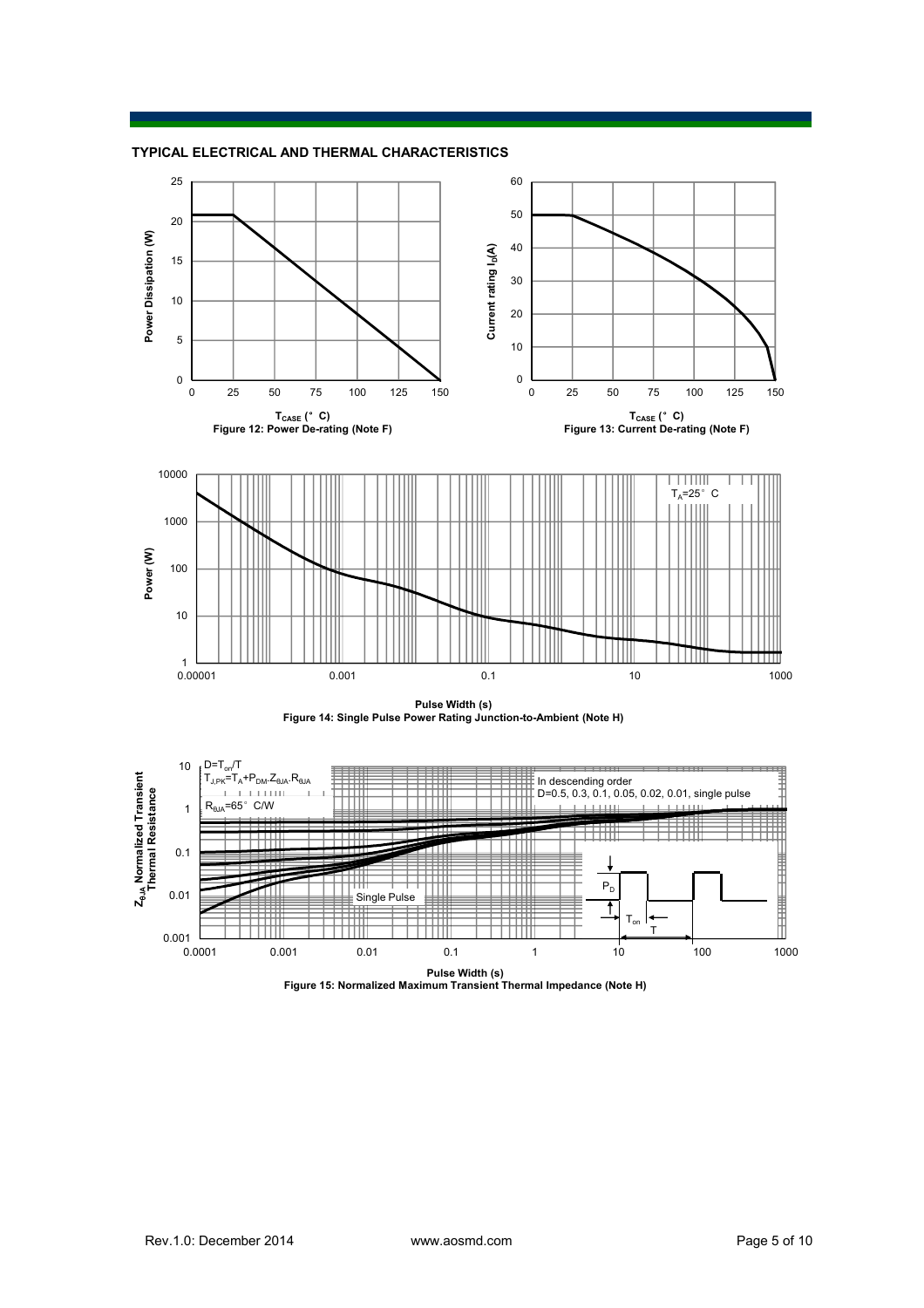## TYPICAL ELECTRICAL AND THERMAL CHARACTERISTICS

Figure 12: Power De-rating (Note F)

Figure 13: Current De-rating (Note F)

Figure 14: Single Pulse Power Rating Junction-to-Ambient (Note H)

Figure 15: Normalized Maximum Transient Thermal Impedance (Note H)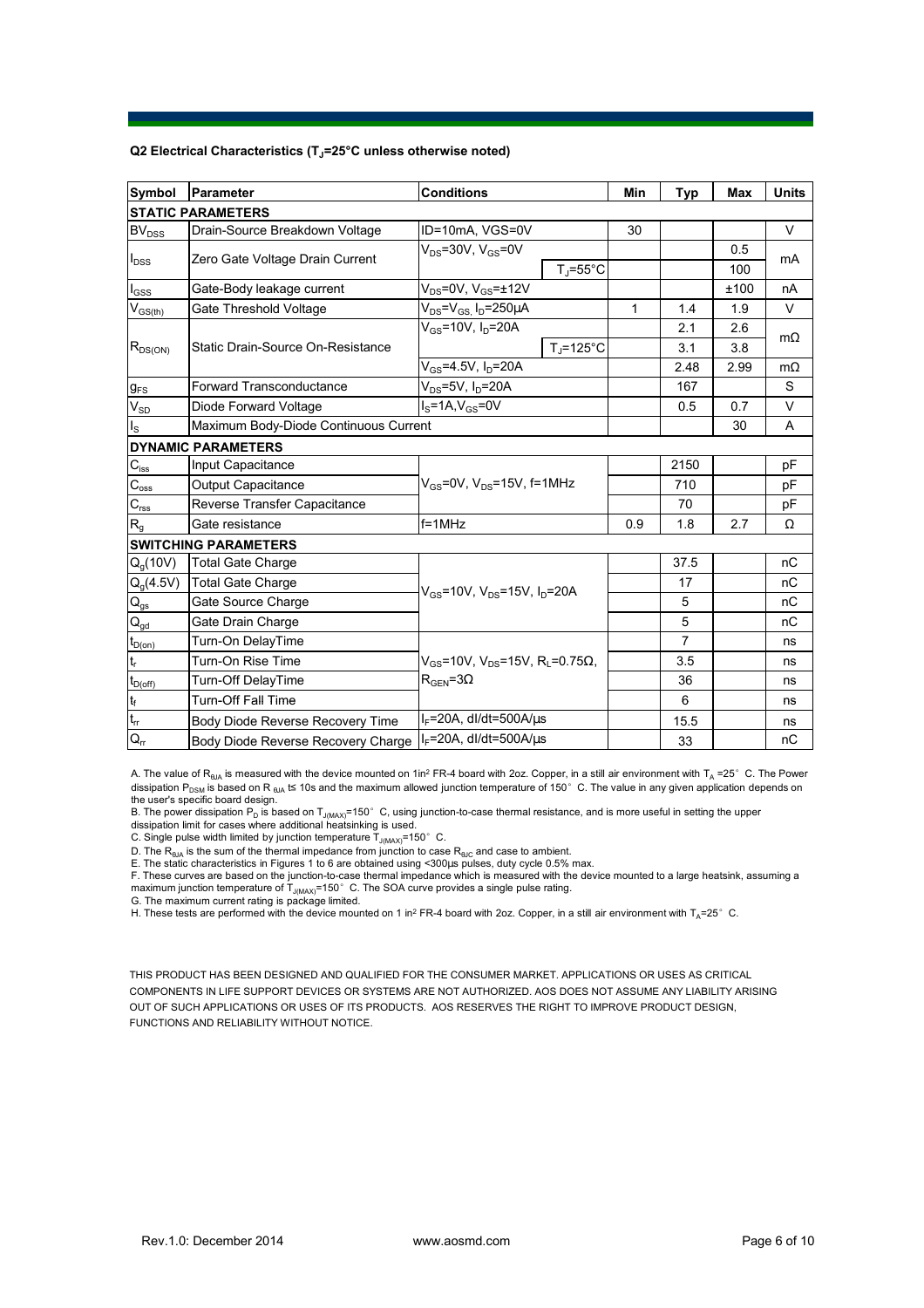**Q2 Electrical Characteristics ($T_J$=25°C unless otherwise noted)**

| Symbol | Parameter | Conditions | | Min | Typ | Max | Units |
|---|---|---|---|---|---|---|---|
| **STATIC PARAMETERS** | | | | | | | |
| $BV_{DSS}$ | Drain-Source Breakdown Voltage | ID=10mA, VGS=0V | | 30 | | | V |
| $I_{DSS}$ | Zero Gate Voltage Drain Current | $V_{DS}$=30V, $V_{GS}$=0V | | | | 0.5 | mA |
| | | | $T_J$=55°C | | | 100 | |
| $I_{GSS}$ | Gate-Body leakage current | $V_{DS}$=0V, $V_{GS}$=±12V | | | | ±100 | nA |
| $V_{GS(th)}$ | Gate Threshold Voltage | $V_{DS}$=$V_{GS}$, $I_D$=250µA | | 1 | 1.4 | 1.9 | V |
| $R_{DS(ON)}$ | Static Drain-Source On-Resistance | $V_{GS}$=10V, $I_D$=20A | | | 2.1 | 2.6 | mΩ |
| | | | $T_J$=125°C | | 3.1 | 3.8 | |
| | | $V_{GS}$=4.5V, $I_D$=20A | | | 2.48 | 2.99 | mΩ |
| $g_{FS}$ | Forward Transconductance | $V_{DS}$=5V, $I_D$=20A | | | 167 | | S |
| $V_{SD}$ | Diode Forward Voltage | $I_S$=1A,$V_{GS}$=0V | | | 0.5 | 0.7 | V |
| $I_S$ | Maximum Body-Diode Continuous Current | | | | | 30 | A |
| **DYNAMIC PARAMETERS** | | | | | | | |
| $C_{iss}$ | Input Capacitance | $V_{GS}$=0V, $V_{DS}$=15V, f=1MHz | | | 2150 | | pF |
| $C_{oss}$ | Output Capacitance | | | | 710 | | pF |
| $C_{rss}$ | Reverse Transfer Capacitance | | | | 70 | | pF |
| $R_g$ | Gate resistance | f=1MHz | | 0.9 | 1.8 | 2.7 | Ω |
| **SWITCHING PARAMETERS** | | | | | | | |
| $Q_g$(10V) | Total Gate Charge | $V_{GS}$=10V, $V_{DS}$=15V, $I_D$=20A | | | 37.5 | | nC |
| $Q_g$(4.5V) | Total Gate Charge | | | | 17 | | nC |
| $Q_{gs}$ | Gate Source Charge | | | | 5 | | nC |
| $Q_{gd}$ | Gate Drain Charge | | | | 5 | | nC |
| $t_{D(on)}$ | Turn-On DelayTime | $V_{GS}$=10V, $V_{DS}$=15V, $R_L$=0.75Ω, $R_{GEN}$=3Ω | | | 7 | | ns |
| $t_r$ | Turn-On Rise Time | | | | 3.5 | | ns |
| $t_{D(off)}$ | Turn-Off DelayTime | | | | 36 | | ns |
| $t_f$ | Turn-Off Fall Time | | | | 6 | | ns |
| $t_{rr}$ | Body Diode Reverse Recovery Time | $I_F$=20A, dI/dt=500A/µs | | | 15.5 | | ns |
| $Q_{rr}$ | Body Diode Reverse Recovery Charge | $I_F$=20A, dI/dt=500A/µs | | | 33 | | nC |

A. The value of $R_{\theta JA}$ is measured with the device mounted on 1in² FR-4 board with 2oz. Copper, in a still air environment with $T_A$ =25° C. The Power dissipation $P_{DSM}$ is based on R $_{\theta JA}$ t≤ 10s and the maximum allowed junction temperature of 150° C. The value in any given application depends on the user's specific board design.

B. The power dissipation $P_D$ is based on $T_{J(MAX)}$=150° C, using junction-to-case thermal resistance, and is more useful in setting the upper dissipation limit for cases where additional heatsinking is used.

C. Single pulse width limited by junction temperature $T_{J(MAX)}$=150° C.

D. The $R_{\theta JA}$ is the sum of the thermal impedance from junction to case $R_{\theta JC}$ and case to ambient.

E. The static characteristics in Figures 1 to 6 are obtained using <300µs pulses, duty cycle 0.5% max.

F. These curves are based on the junction-to-case thermal impedance which is measured with the device mounted to a large heatsink, assuming a maximum junction temperature of $T_{J(MAX)}$=150° C. The SOA curve provides a single pulse rating.

G. The maximum current rating is package limited.

H. These tests are performed with the device mounted on 1 in² FR-4 board with 2oz. Copper, in a still air environment with $T_A$=25° C.

THIS PRODUCT HAS BEEN DESIGNED AND QUALIFIED FOR THE CONSUMER MARKET. APPLICATIONS OR USES AS CRITICAL COMPONENTS IN LIFE SUPPORT DEVICES OR SYSTEMS ARE NOT AUTHORIZED. AOS DOES NOT ASSUME ANY LIABILITY ARISING OUT OF SUCH APPLICATIONS OR USES OF ITS PRODUCTS. AOS RESERVES THE RIGHT TO IMPROVE PRODUCT DESIGN, FUNCTIONS AND RELIABILITY WITHOUT NOTICE.

Rev.1.0: December 2014 www.aosmd.com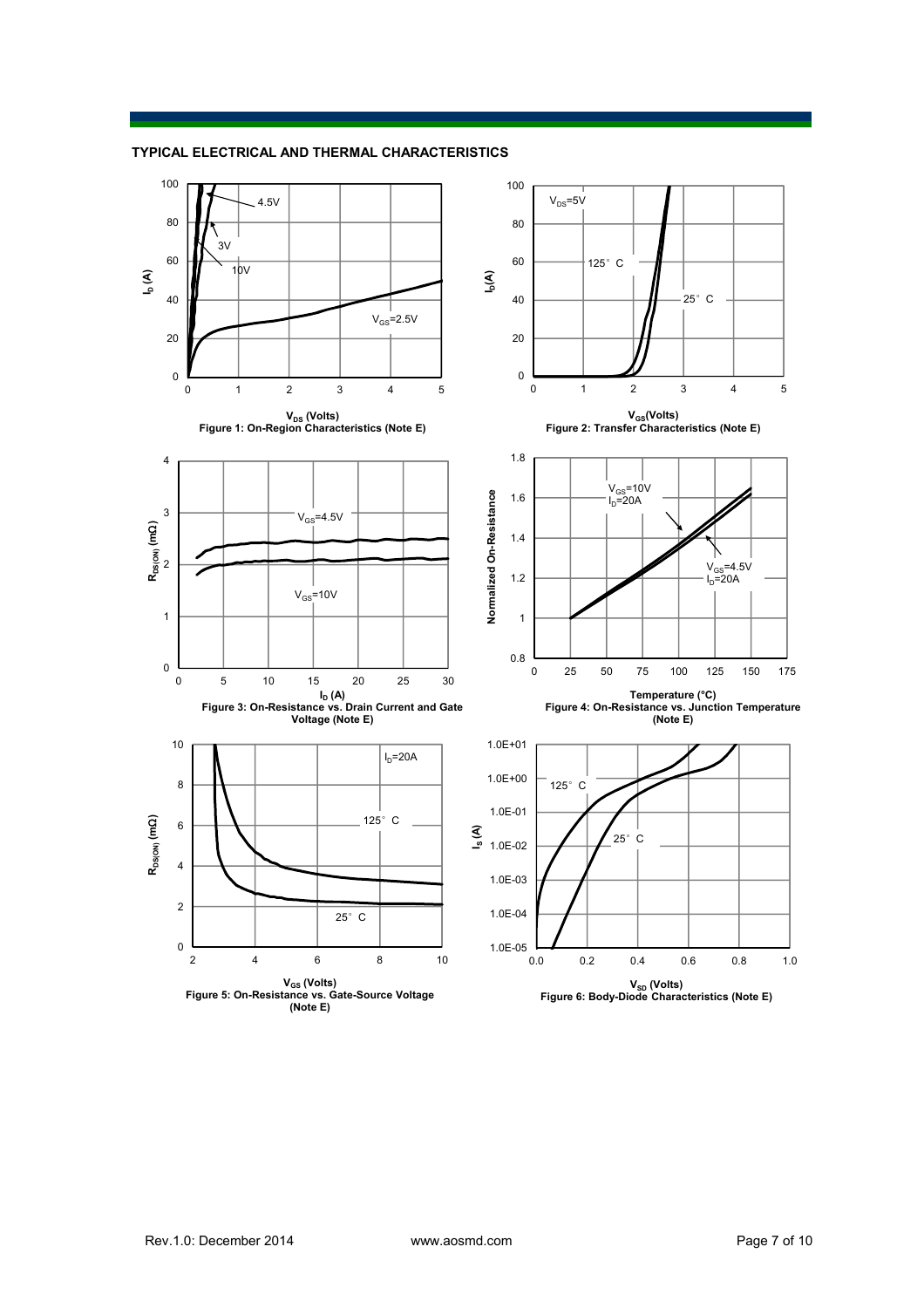## TYPICAL ELECTRICAL AND THERMAL CHARACTERISTICS

Figure 1: On-Region Characteristics (Note E)

Figure 2: Transfer Characteristics (Note E)

Figure 3: On-Resistance vs. Drain Current and Gate Voltage (Note E)

Figure 4: On-Resistance vs. Junction Temperature (Note E)

Figure 5: On-Resistance vs. Gate-Source Voltage (Note E)

Figure 6: Body-Diode Characteristics (Note E)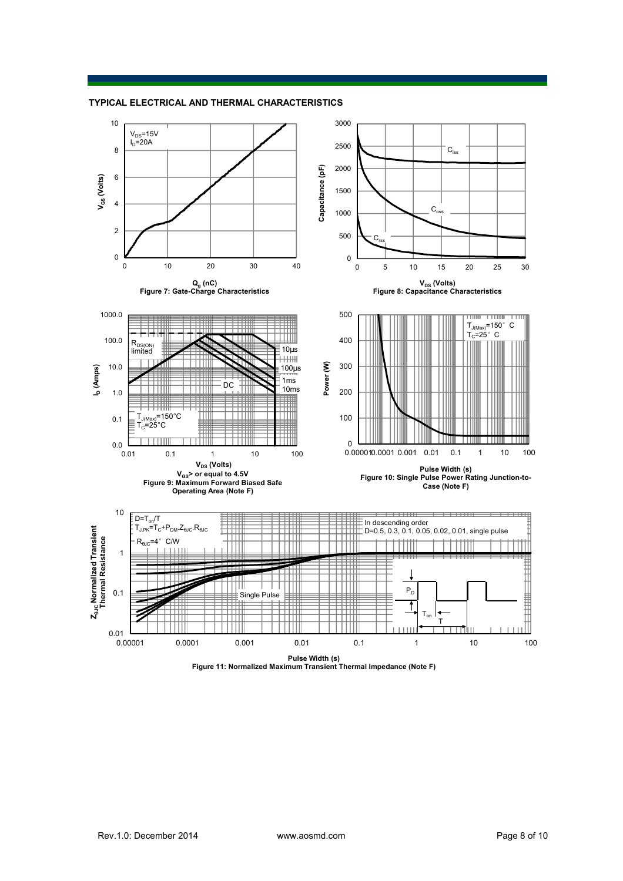## TYPICAL ELECTRICAL AND THERMAL CHARACTERISTICS

$V_{DS}$=15V
$I_D$=20A

Figure 7: Gate-Charge Characteristics

Figure 8: Capacitance Characteristics

Figure 9: Maximum Forward Biased Safe Operating Area (Note F)

Figure 10: Single Pulse Power Rating Junction-to-Case (Note F)

$D=T_{on}/T$
$T_{J,PK}=T_C+P_{DM}.Z_{\theta JC}.R_{\theta JC}$
$R_{\theta JC}$=4°C/W

In descending order
D=0.5, 0.3, 0.1, 0.05, 0.02, 0.01, single pulse

Figure 11: Normalized Maximum Transient Thermal Impedance (Note F)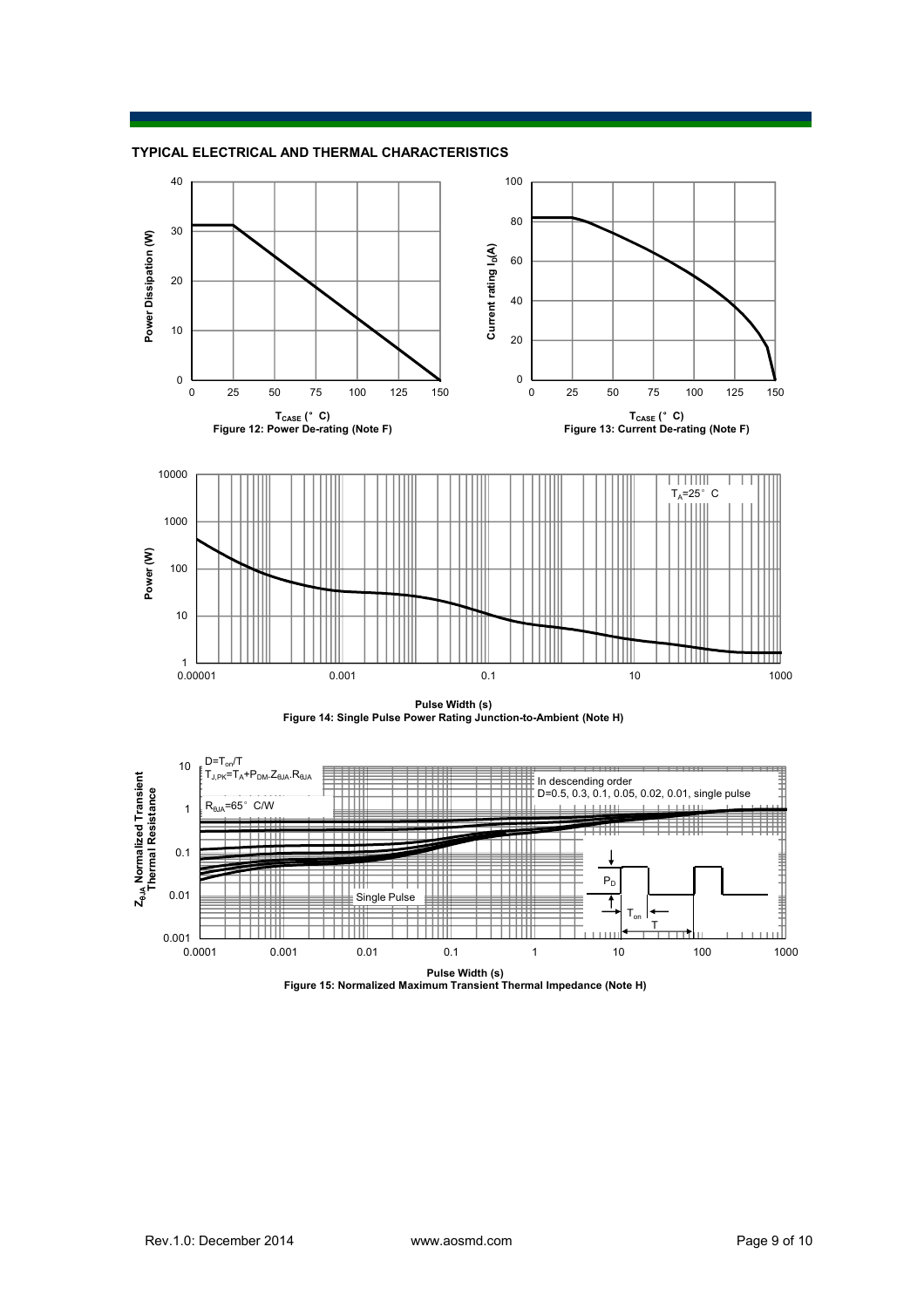## TYPICAL ELECTRICAL AND THERMAL CHARACTERISTICS

Power Dissipation (W)

$T_{CASE}$ (°C)

Figure 12: Power De-rating (Note F)

Current rating $I_D$(A)

$T_{CASE}$ (°C)

Figure 13: Current De-rating (Note F)

$T_A$=25°C

Power (W)

Pulse Width (s)

Figure 14: Single Pulse Power Rating Junction-to-Ambient (Note H)

$D=T_{on}/T$

$T_{J,PK}=T_A+P_{DM}.Z_{\theta JA}.R_{\theta JA}$

$R_{\theta JA}$=65°C/W

In descending order

D=0.5, 0.3, 0.1, 0.05, 0.02, 0.01, single pulse

Single Pulse

$Z_{\theta JA}$ Normalized Transient Thermal Resistance

Pulse Width (s)

Figure 15: Normalized Maximum Transient Thermal Impedance (Note H)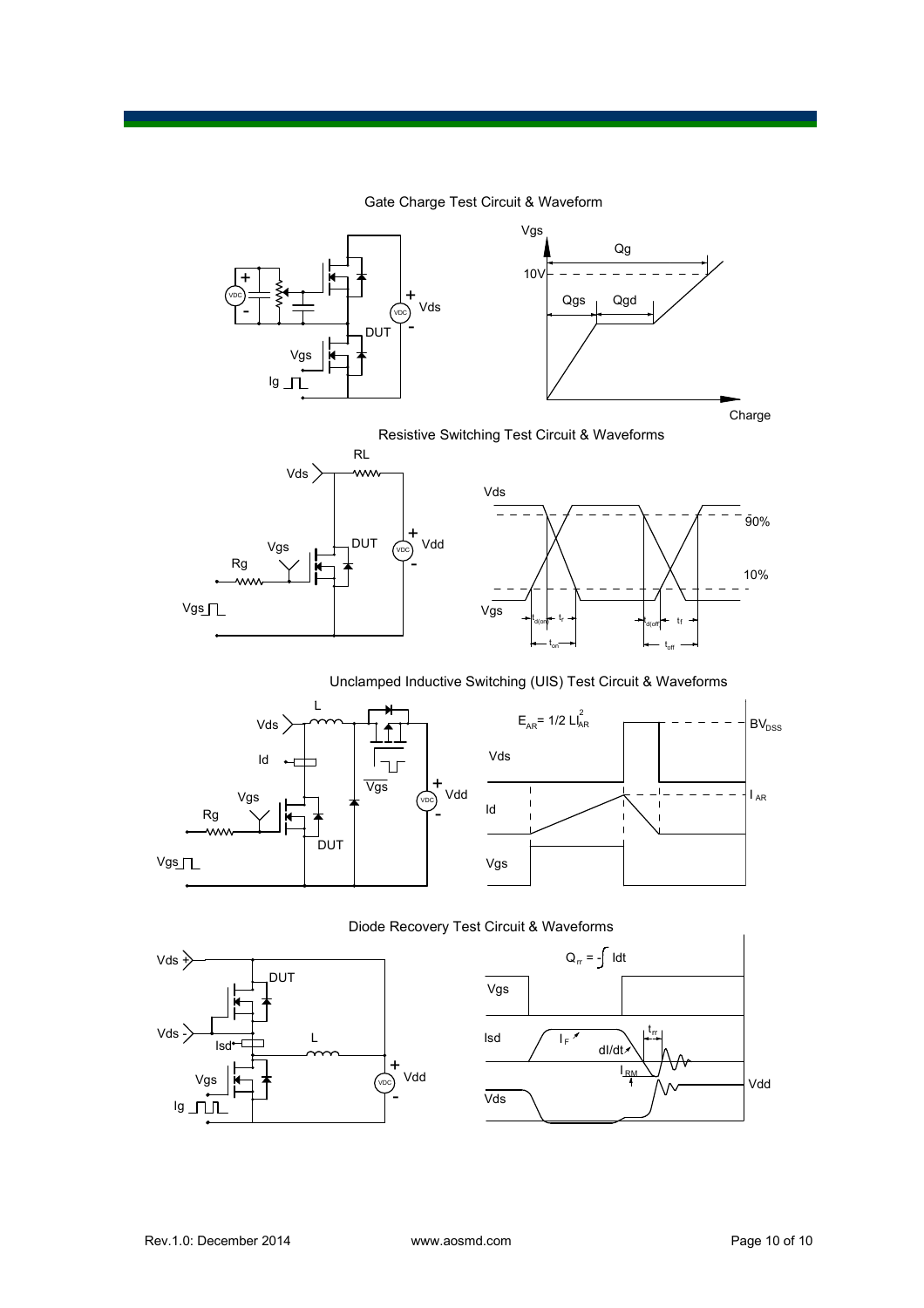## Gate Charge Test Circuit & Waveform

VDC
+
-
Vds
+
-
DUT
Vgs
Ig

Vgs
Qg
10V
Qgs
Qgd
Charge

## Resistive Switching Test Circuit & Waveforms

RL
Vds
Vgs
DUT
Rg
Vdd
+
-
Vgs

Vds
90%
10%
Vgs
$t_{d(on)}$
$t_r$
$t_{on}$
$t_{d(off)}$
$t_f$
$t_{off}$

## Unclamped Inductive Switching (UIS) Test Circuit & Waveforms

L
Vds
Id
Vgs
Rg
Vgs
DUT
$\overline{Vgs}$
Vdd
+
-

$E_{AR} = 1/2\ LI_{AR}^2$
$BV_{DSS}$
Vds
Id
$I_{AR}$
Vgs

## Diode Recovery Test Circuit & Waveforms

Vds +
DUT
Vds -
Isd
L
Vgs
Ig
Vdd
+
-

$Q_{rr} = -\int Idt$
Vgs
Isd
$I_F$
dI/dt
$t_{rr}$
$I_{RM}$
Vds
Vdd

Rev.1.0: December 2014 www.aosmd.com